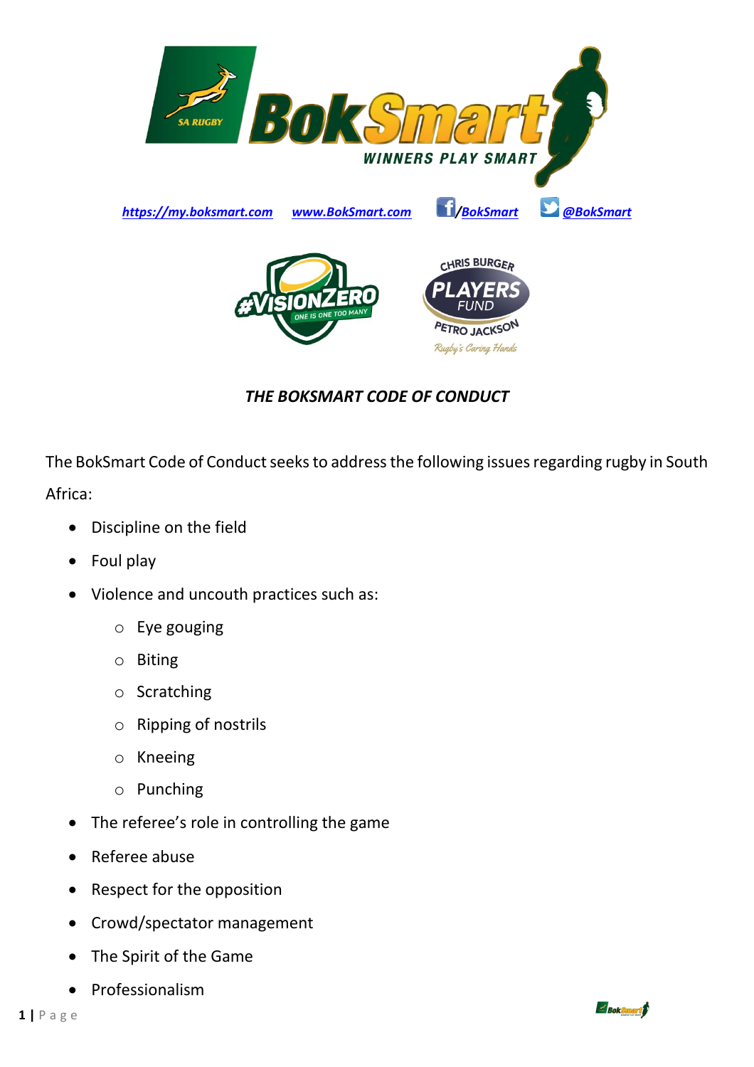[https://my.boksmart.com](https://my.boksmart.com) [www.BokSmart.com](www.BokSmart.com) /BokSmart @BokSmart

### *THE BOKSMART CODE OF CONDUCT*

The BokSmart Code of Conduct seeks to address the following issues regarding rugby in South Africa:

- Discipline on the field
- Foul play
- Violence and uncouth practices such as:
  - Eye gouging
  - Biting
  - Scratching
  - Ripping of nostrils
  - Kneeing
  - Punching
- The referee's role in controlling the game
- Referee abuse
- Respect for the opposition
- Crowd/spectator management
- The Spirit of the Game
- Professionalism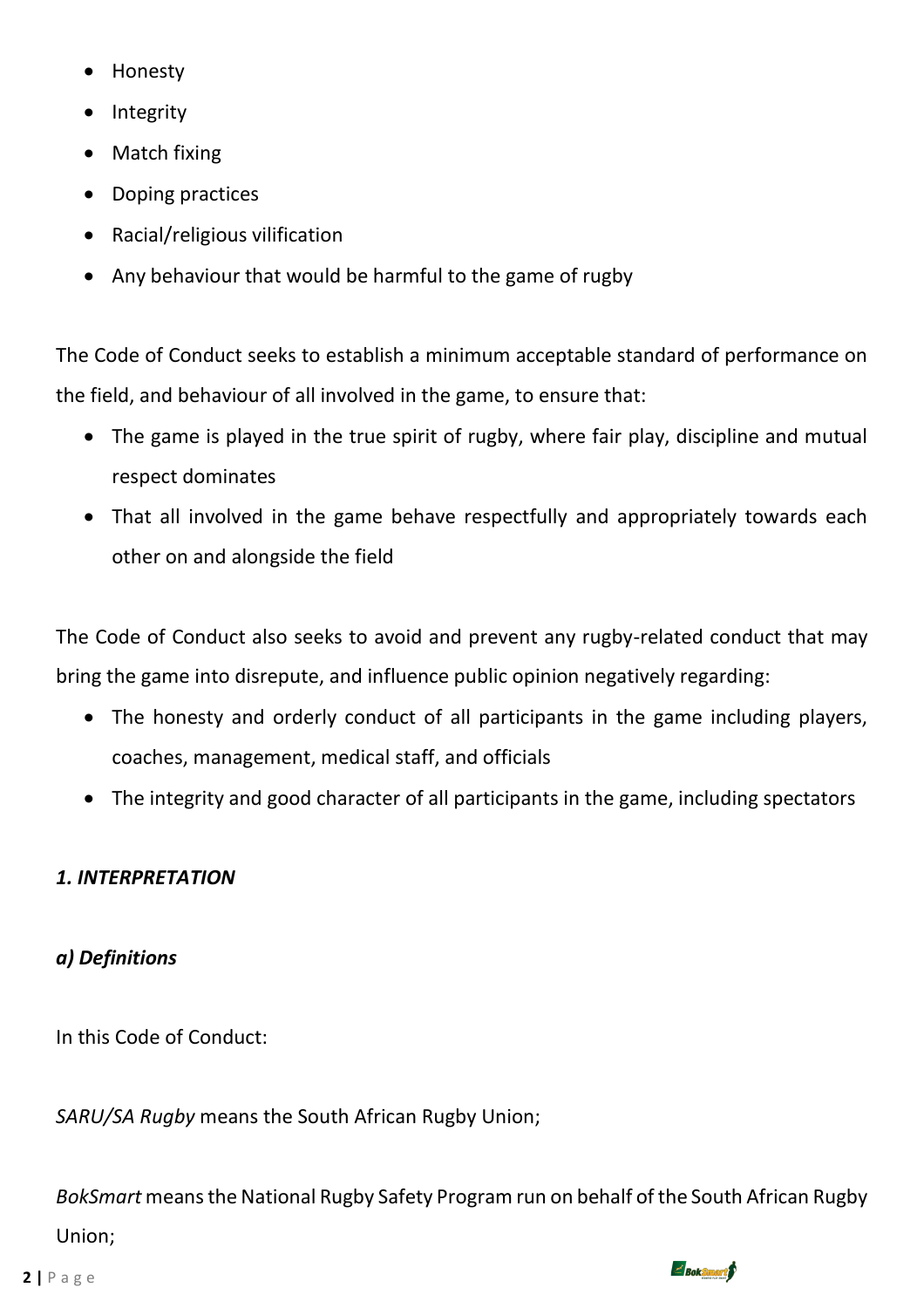- Honesty
- Integrity
- Match fixing
- Doping practices
- Racial/religious vilification
- Any behaviour that would be harmful to the game of rugby

The Code of Conduct seeks to establish a minimum acceptable standard of performance on the field, and behaviour of all involved in the game, to ensure that:

- The game is played in the true spirit of rugby, where fair play, discipline and mutual respect dominates
- That all involved in the game behave respectfully and appropriately towards each other on and alongside the field

The Code of Conduct also seeks to avoid and prevent any rugby-related conduct that may bring the game into disrepute, and influence public opinion negatively regarding:

- The honesty and orderly conduct of all participants in the game including players, coaches, management, medical staff, and officials
- The integrity and good character of all participants in the game, including spectators

## *1. INTERPRETATION*

### *a) Definitions*

In this Code of Conduct:

*SARU/SA Rugby* means the South African Rugby Union;

*BokSmart* means the National Rugby Safety Program run on behalf of the South African Rugby Union;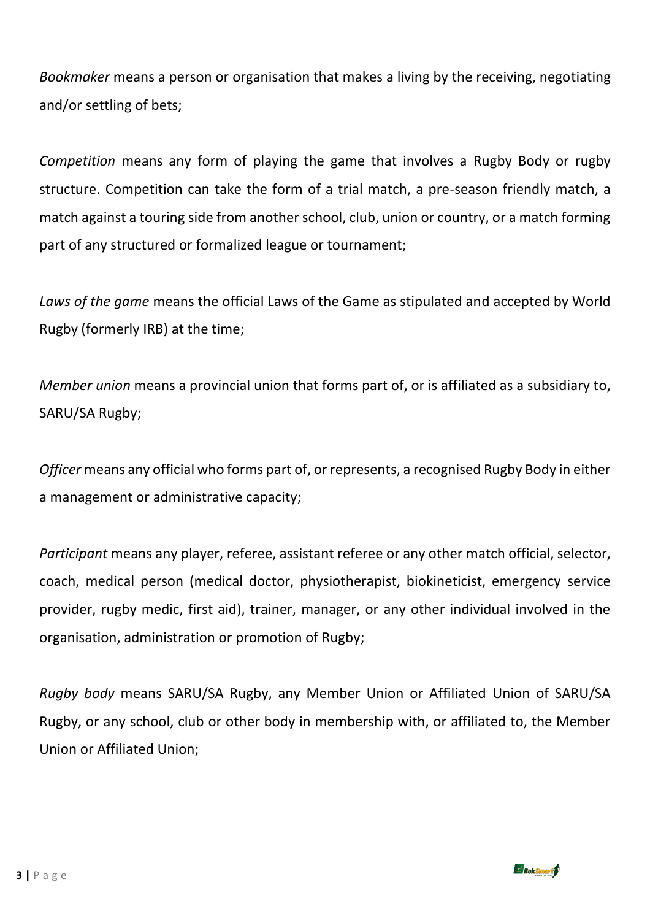*Bookmaker* means a person or organisation that makes a living by the receiving, negotiating and/or settling of bets;

*Competition* means any form of playing the game that involves a Rugby Body or rugby structure. Competition can take the form of a trial match, a pre-season friendly match, a match against a touring side from another school, club, union or country, or a match forming part of any structured or formalized league or tournament;

*Laws of the game* means the official Laws of the Game as stipulated and accepted by World Rugby (formerly IRB) at the time;

*Member union* means a provincial union that forms part of, or is affiliated as a subsidiary to, SARU/SA Rugby;

*Officer* means any official who forms part of, or represents, a recognised Rugby Body in either a management or administrative capacity;

*Participant* means any player, referee, assistant referee or any other match official, selector, coach, medical person (medical doctor, physiotherapist, biokineticist, emergency service provider, rugby medic, first aid), trainer, manager, or any other individual involved in the organisation, administration or promotion of Rugby;

*Rugby body* means SARU/SA Rugby, any Member Union or Affiliated Union of SARU/SA Rugby, or any school, club or other body in membership with, or affiliated to, the Member Union or Affiliated Union;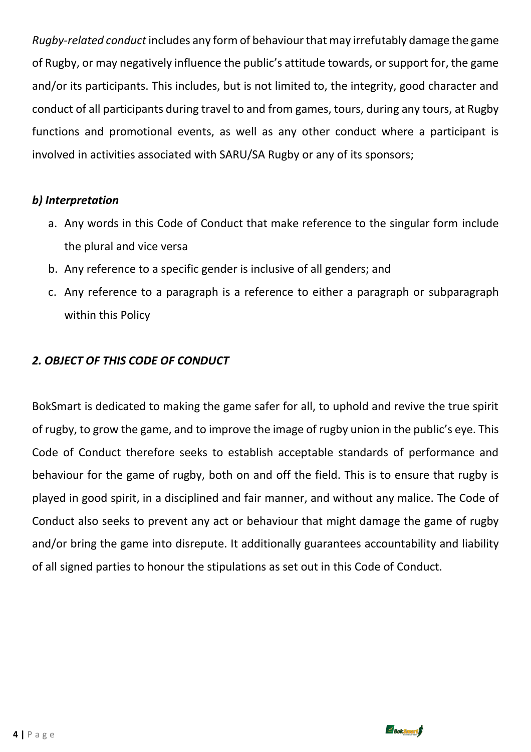*Rugby-related conduct* includes any form of behaviour that may irrefutably damage the game of Rugby, or may negatively influence the public's attitude towards, or support for, the game and/or its participants. This includes, but is not limited to, the integrity, good character and conduct of all participants during travel to and from games, tours, during any tours, at Rugby functions and promotional events, as well as any other conduct where a participant is involved in activities associated with SARU/SA Rugby or any of its sponsors;

### *b) Interpretation*

a. Any words in this Code of Conduct that make reference to the singular form include the plural and vice versa
b. Any reference to a specific gender is inclusive of all genders; and
c. Any reference to a paragraph is a reference to either a paragraph or subparagraph within this Policy

## *2. OBJECT OF THIS CODE OF CONDUCT*

BokSmart is dedicated to making the game safer for all, to uphold and revive the true spirit of rugby, to grow the game, and to improve the image of rugby union in the public's eye. This Code of Conduct therefore seeks to establish acceptable standards of performance and behaviour for the game of rugby, both on and off the field. This is to ensure that rugby is played in good spirit, in a disciplined and fair manner, and without any malice. The Code of Conduct also seeks to prevent any act or behaviour that might damage the game of rugby and/or bring the game into disrepute. It additionally guarantees accountability and liability of all signed parties to honour the stipulations as set out in this Code of Conduct.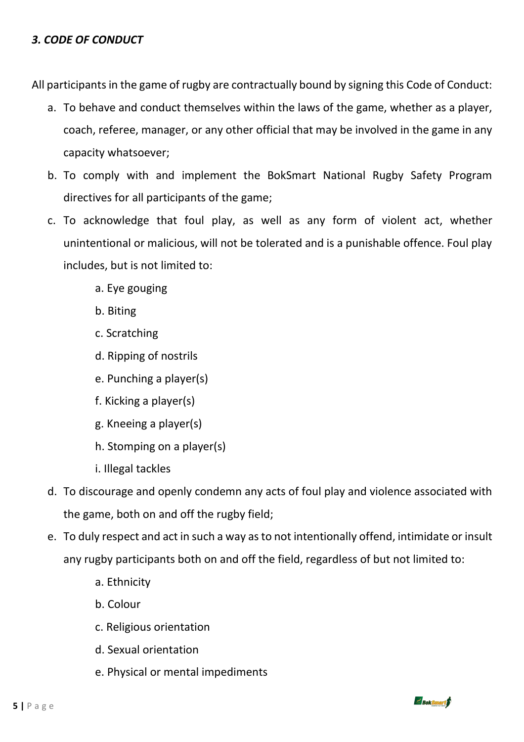### *3. CODE OF CONDUCT*

All participants in the game of rugby are contractually bound by signing this Code of Conduct:

a. To behave and conduct themselves within the laws of the game, whether as a player, coach, referee, manager, or any other official that may be involved in the game in any capacity whatsoever;
b. To comply with and implement the BokSmart National Rugby Safety Program directives for all participants of the game;
c. To acknowledge that foul play, as well as any form of violent act, whether unintentional or malicious, will not be tolerated and is a punishable offence. Foul play includes, but is not limited to:
    a. Eye gouging
    b. Biting
    c. Scratching
    d. Ripping of nostrils
    e. Punching a player(s)
    f. Kicking a player(s)
    g. Kneeing a player(s)
    h. Stomping on a player(s)
    i. Illegal tackles
d. To discourage and openly condemn any acts of foul play and violence associated with the game, both on and off the rugby field;
e. To duly respect and act in such a way as to not intentionally offend, intimidate or insult any rugby participants both on and off the field, regardless of but not limited to:
    a. Ethnicity
    b. Colour
    c. Religious orientation
    d. Sexual orientation
    e. Physical or mental impediments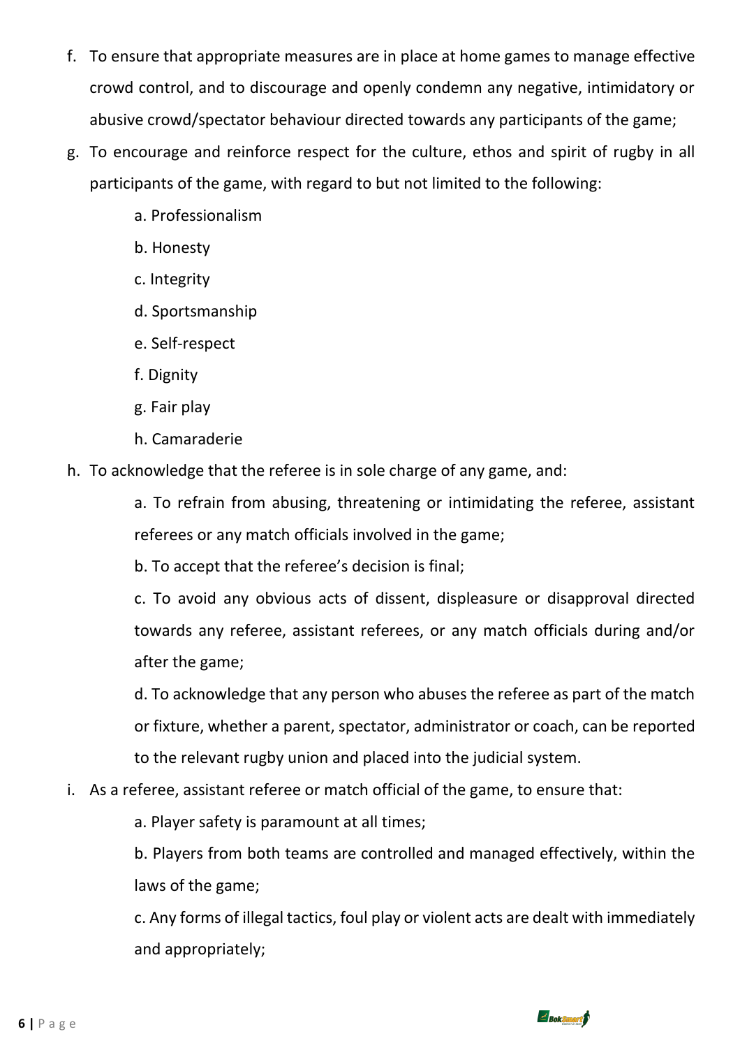f. To ensure that appropriate measures are in place at home games to manage effective crowd control, and to discourage and openly condemn any negative, intimidatory or abusive crowd/spectator behaviour directed towards any participants of the game;

g. To encourage and reinforce respect for the culture, ethos and spirit of rugby in all participants of the game, with regard to but not limited to the following:

    a. Professionalism

    b. Honesty

    c. Integrity

    d. Sportsmanship

    e. Self-respect

    f. Dignity

    g. Fair play

    h. Camaraderie

h. To acknowledge that the referee is in sole charge of any game, and:

    a. To refrain from abusing, threatening or intimidating the referee, assistant referees or any match officials involved in the game;

    b. To accept that the referee's decision is final;

    c. To avoid any obvious acts of dissent, displeasure or disapproval directed towards any referee, assistant referees, or any match officials during and/or after the game;

    d. To acknowledge that any person who abuses the referee as part of the match or fixture, whether a parent, spectator, administrator or coach, can be reported to the relevant rugby union and placed into the judicial system.

i. As a referee, assistant referee or match official of the game, to ensure that:

    a. Player safety is paramount at all times;

    b. Players from both teams are controlled and managed effectively, within the laws of the game;

    c. Any forms of illegal tactics, foul play or violent acts are dealt with immediately and appropriately;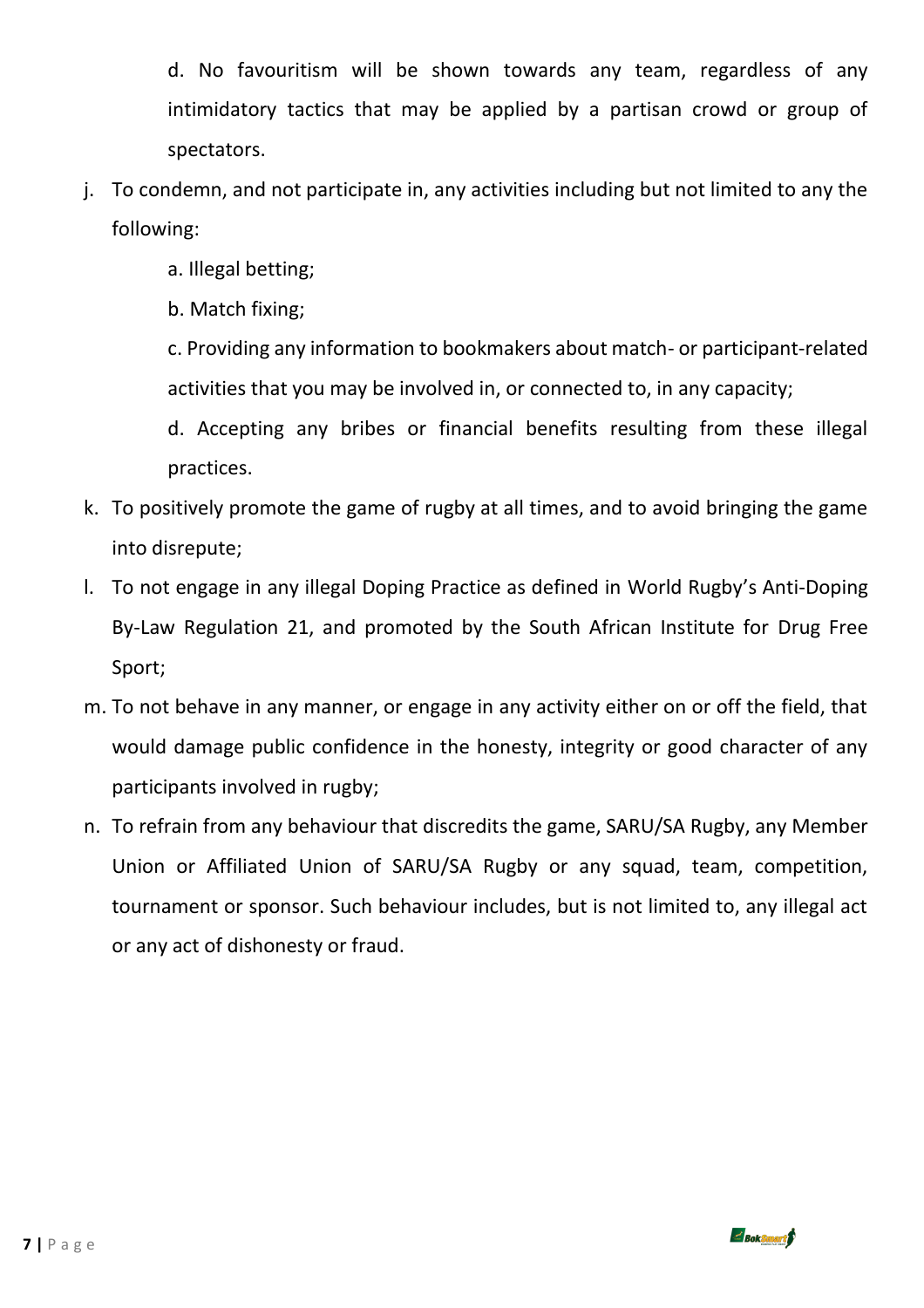d. No favouritism will be shown towards any team, regardless of any intimidatory tactics that may be applied by a partisan crowd or group of spectators.

j. To condemn, and not participate in, any activities including but not limited to any the following:

    a. Illegal betting;

    b. Match fixing;

    c. Providing any information to bookmakers about match- or participant-related activities that you may be involved in, or connected to, in any capacity;

    d. Accepting any bribes or financial benefits resulting from these illegal practices.

k. To positively promote the game of rugby at all times, and to avoid bringing the game into disrepute;

l. To not engage in any illegal Doping Practice as defined in World Rugby's Anti-Doping By-Law Regulation 21, and promoted by the South African Institute for Drug Free Sport;

m. To not behave in any manner, or engage in any activity either on or off the field, that would damage public confidence in the honesty, integrity or good character of any participants involved in rugby;

n. To refrain from any behaviour that discredits the game, SARU/SA Rugby, any Member Union or Affiliated Union of SARU/SA Rugby or any squad, team, competition, tournament or sponsor. Such behaviour includes, but is not limited to, any illegal act or any act of dishonesty or fraud.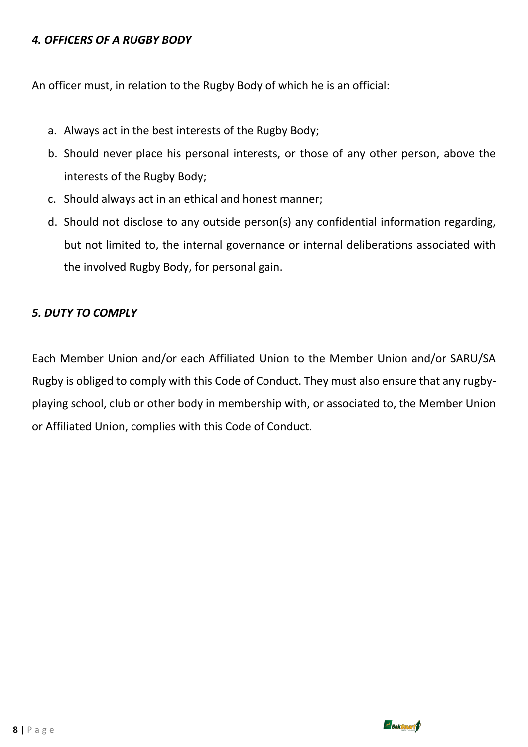### *4. OFFICERS OF A RUGBY BODY*

An officer must, in relation to the Rugby Body of which he is an official:

a. Always act in the best interests of the Rugby Body;
b. Should never place his personal interests, or those of any other person, above the interests of the Rugby Body;
c. Should always act in an ethical and honest manner;
d. Should not disclose to any outside person(s) any confidential information regarding, but not limited to, the internal governance or internal deliberations associated with the involved Rugby Body, for personal gain.

### *5. DUTY TO COMPLY*

Each Member Union and/or each Affiliated Union to the Member Union and/or SARU/SA Rugby is obliged to comply with this Code of Conduct. They must also ensure that any rugby-playing school, club or other body in membership with, or associated to, the Member Union or Affiliated Union, complies with this Code of Conduct.